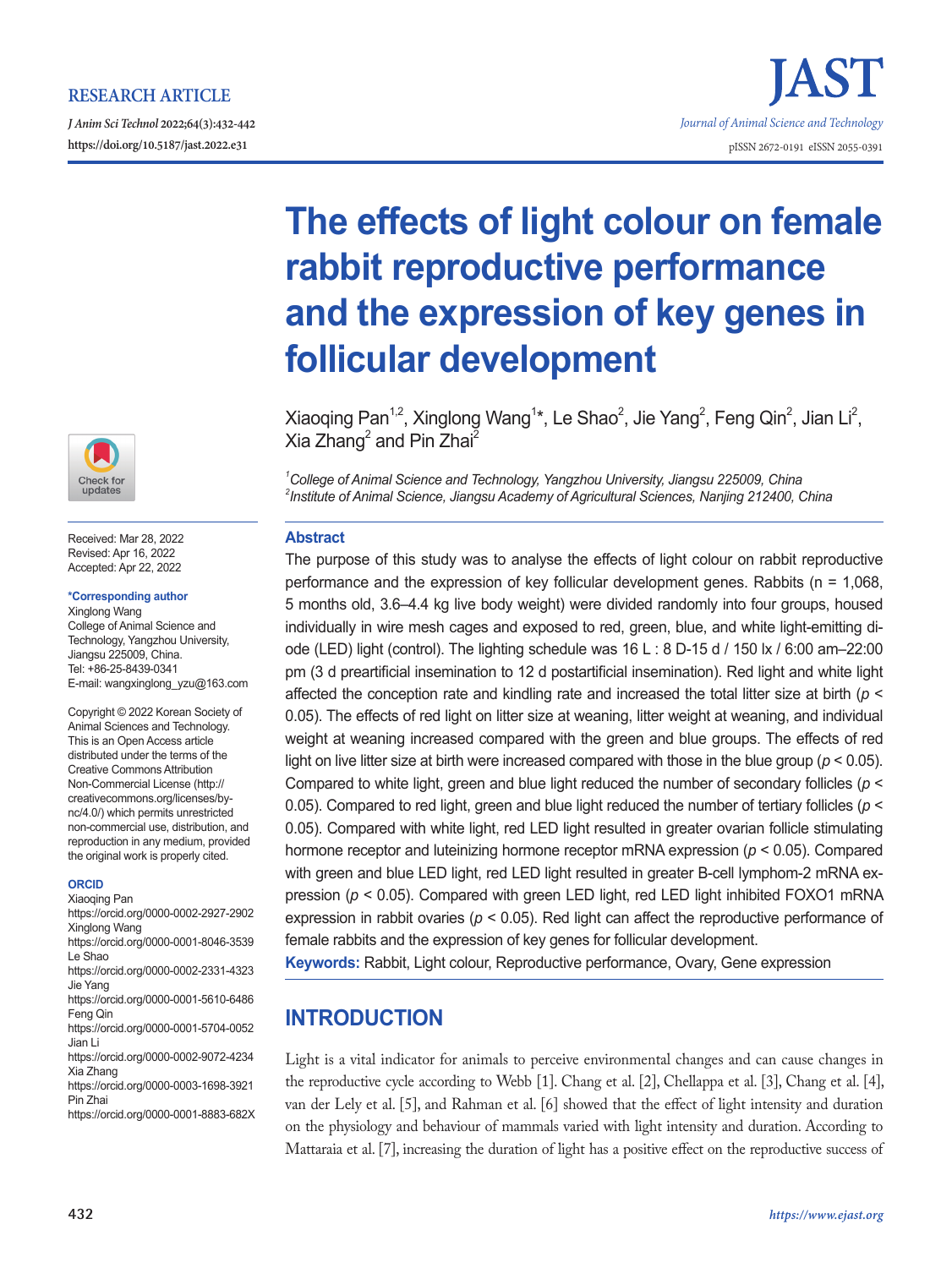RESEARCH ARTICLE

# The effects of light colour on female rabbit reproductive performance and the expression of key genes in follicular development

Xiaoqing Pan[1,2], Xinglong Wang[1]*, Le Shao[2], Jie Yang[2], Feng Qin[2], Jian Li[2], Xia Zhang[2] and Pin Zhai[2]

[1]*College of Animal Science and Technology, Yangzhou University, Jiangsu 225009, China*
[2]*Institute of Animal Science, Jiangsu Academy of Agricultural Sciences, Nanjing 212400, China*

Received: Mar 28, 2022
Revised: Apr 16, 2022
Accepted: Apr 22, 2022

**\*Corresponding author**
Xinglong Wang
College of Animal Science and Technology, Yangzhou University, Jiangsu 225009, China.
Tel: +86-25-8439-0341
E-mail: wangxinglong_yzu@163.com

Copyright © 2022 Korean Society of Animal Sciences and Technology. This is an Open Access article distributed under the terms of the Creative Commons Attribution Non-Commercial License (http://creativecommons.org/licenses/by-nc/4.0/) which permits unrestricted non-commercial use, distribution, and reproduction in any medium, provided the original work is properly cited.

**ORCID**
Xiaoqing Pan
https://orcid.org/0000-0002-2927-2902
Xinglong Wang
https://orcid.org/0000-0001-8046-3539
Le Shao
https://orcid.org/0000-0002-2331-4323
Jie Yang
https://orcid.org/0000-0001-5610-6486
Feng Qin
https://orcid.org/0000-0001-5704-0052
Jian Li
https://orcid.org/0000-0002-9072-4234
Xia Zhang
https://orcid.org/0000-0003-1698-3921
Pin Zhai
https://orcid.org/0000-0001-8883-682X

## Abstract

The purpose of this study was to analyse the effects of light colour on rabbit reproductive performance and the expression of key follicular development genes. Rabbits (n = 1,068, 5 months old, 3.6–4.4 kg live body weight) were divided randomly into four groups, housed individually in wire mesh cages and exposed to red, green, blue, and white light-emitting diode (LED) light (control). The lighting schedule was 16 L : 8 D-15 d / 150 lx / 6:00 am–22:00 pm (3 d preartificial insemination to 12 d postartificial insemination). Red light and white light affected the conception rate and kindling rate and increased the total litter size at birth ($p < 0.05$). The effects of red light on litter size at weaning, litter weight at weaning, and individual weight at weaning increased compared with the green and blue groups. The effects of red light on live litter size at birth were increased compared with those in the blue group ($p < 0.05$). Compared to white light, green and blue light reduced the number of secondary follicles ($p < 0.05$). Compared to red light, green and blue light reduced the number of tertiary follicles ($p < 0.05$). Compared with white light, red LED light resulted in greater ovarian follicle stimulating hormone receptor and luteinizing hormone receptor mRNA expression ($p < 0.05$). Compared with green and blue LED light, red LED light resulted in greater B-cell lymphom-2 mRNA expression ($p < 0.05$). Compared with green LED light, red LED light inhibited FOXO1 mRNA expression in rabbit ovaries ($p < 0.05$). Red light can affect the reproductive performance of female rabbits and the expression of key genes for follicular development.

**Keywords:** Rabbit, Light colour, Reproductive performance, Ovary, Gene expression

## INTRODUCTION

Light is a vital indicator for animals to perceive environmental changes and can cause changes in the reproductive cycle according to Webb [1]. Chang et al. [2], Chellappa et al. [3], Chang et al. [4], van der Lely et al. [5], and Rahman et al. [6] showed that the effect of light intensity and duration on the physiology and behaviour of mammals varied with light intensity and duration. According to Mattaraia et al. [7], increasing the duration of light has a positive effect on the reproductive success of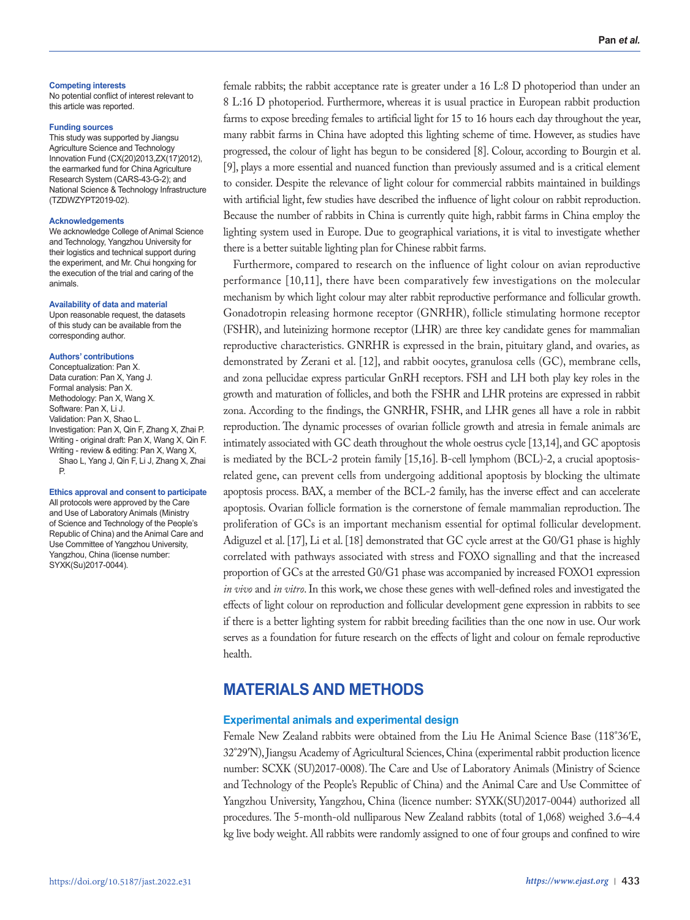#### Competing interests

No potential conflict of interest relevant to this article was reported.

#### Funding sources

This study was supported by Jiangsu Agriculture Science and Technology Innovation Fund (CX(20)2013,ZX(17)2012), the earmarked fund for China Agriculture Research System (CARS-43-G-2); and National Science & Technology Infrastructure (TZDWZYPT2019-02).

#### Acknowledgements

We acknowledge College of Animal Science and Technology, Yangzhou University for their logistics and technical support during the experiment, and Mr. Chui hongxing for the execution of the trial and caring of the animals.

#### Availability of data and material

Upon reasonable request, the datasets of this study can be available from the corresponding author.

#### Authors' contributions

Conceptualization: Pan X.
Data curation: Pan X, Yang J.
Formal analysis: Pan X.
Methodology: Pan X, Wang X.
Software: Pan X, Li J.
Validation: Pan X, Shao L.
Investigation: Pan X, Qin F, Zhang X, Zhai P.
Writing - original draft: Pan X, Wang X, Qin F.
Writing - review & editing: Pan X, Wang X, Shao L, Yang J, Qin F, Li J, Zhang X, Zhai P.

#### Ethics approval and consent to participate

All protocols were approved by the Care and Use of Laboratory Animals (Ministry of Science and Technology of the People's Republic of China) and the Animal Care and Use Committee of Yangzhou University, Yangzhou, China (license number: SYXK(Su)2017-0044).

female rabbits; the rabbit acceptance rate is greater under a 16 L:8 D photoperiod than under an 8 L:16 D photoperiod. Furthermore, whereas it is usual practice in European rabbit production farms to expose breeding females to artificial light for 15 to 16 hours each day throughout the year, many rabbit farms in China have adopted this lighting scheme of time. However, as studies have progressed, the colour of light has begun to be considered [8]. Colour, according to Bourgin et al. [9], plays a more essential and nuanced function than previously assumed and is a critical element to consider. Despite the relevance of light colour for commercial rabbits maintained in buildings with artificial light, few studies have described the influence of light colour on rabbit reproduction. Because the number of rabbits in China is currently quite high, rabbit farms in China employ the lighting system used in Europe. Due to geographical variations, it is vital to investigate whether there is a better suitable lighting plan for Chinese rabbit farms.

Furthermore, compared to research on the influence of light colour on avian reproductive performance [10,11], there have been comparatively few investigations on the molecular mechanism by which light colour may alter rabbit reproductive performance and follicular growth. Gonadotropin releasing hormone receptor (GNRHR), follicle stimulating hormone receptor (FSHR), and luteinizing hormone receptor (LHR) are three key candidate genes for mammalian reproductive characteristics. GNRHR is expressed in the brain, pituitary gland, and ovaries, as demonstrated by Zerani et al. [12], and rabbit oocytes, granulosa cells (GC), membrane cells, and zona pellucidae express particular GnRH receptors. FSH and LH both play key roles in the growth and maturation of follicles, and both the FSHR and LHR proteins are expressed in rabbit zona. According to the findings, the GNRHR, FSHR, and LHR genes all have a role in rabbit reproduction. The dynamic processes of ovarian follicle growth and atresia in female animals are intimately associated with GC death throughout the whole oestrus cycle [13,14], and GC apoptosis is mediated by the BCL-2 protein family [15,16]. B-cell lymphom (BCL)-2, a crucial apoptosis-related gene, can prevent cells from undergoing additional apoptosis by blocking the ultimate apoptosis process. BAX, a member of the BCL-2 family, has the inverse effect and can accelerate apoptosis. Ovarian follicle formation is the cornerstone of female mammalian reproduction. The proliferation of GCs is an important mechanism essential for optimal follicular development. Adiguzel et al. [17], Li et al. [18] demonstrated that GC cycle arrest at the G0/G1 phase is highly correlated with pathways associated with stress and FOXO signalling and that the increased proportion of GCs at the arrested G0/G1 phase was accompanied by increased FOXO1 expression *in vivo* and *in vitro*. In this work, we chose these genes with well-defined roles and investigated the effects of light colour on reproduction and follicular development gene expression in rabbits to see if there is a better lighting system for rabbit breeding facilities than the one now in use. Our work serves as a foundation for future research on the effects of light and colour on female reproductive health.

## MATERIALS AND METHODS

### Experimental animals and experimental design

Female New Zealand rabbits were obtained from the Liu He Animal Science Base (118°36′E, 32°29′N), Jiangsu Academy of Agricultural Sciences, China (experimental rabbit production licence number: SCXK (SU)2017-0008). The Care and Use of Laboratory Animals (Ministry of Science and Technology of the People's Republic of China) and the Animal Care and Use Committee of Yangzhou University, Yangzhou, China (licence number: SYXK(SU)2017-0044) authorized all procedures. The 5-month-old nulliparous New Zealand rabbits (total of 1,068) weighed 3.6–4.4 kg live body weight. All rabbits were randomly assigned to one of four groups and confined to wire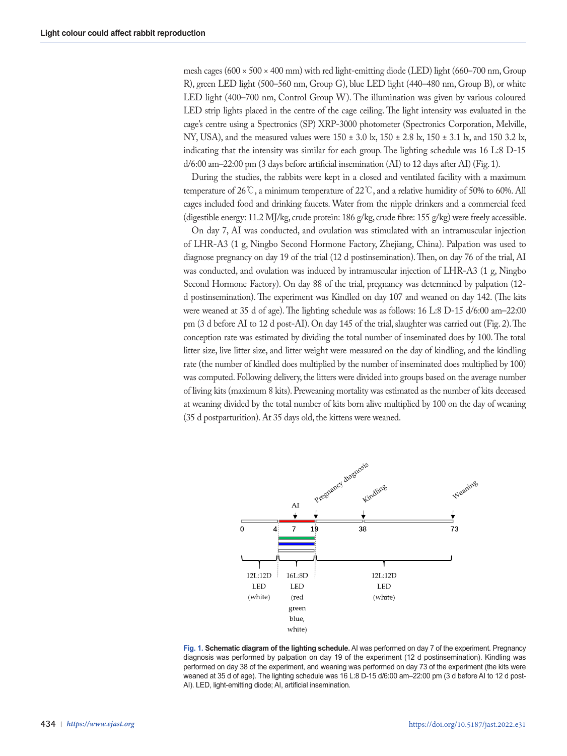mesh cages (600 × 500 × 400 mm) with red light-emitting diode (LED) light (660–700 nm, Group R), green LED light (500–560 nm, Group G), blue LED light (440–480 nm, Group B), or white LED light (400–700 nm, Control Group W). The illumination was given by various coloured LED strip lights placed in the centre of the cage ceiling. The light intensity was evaluated in the cage's centre using a Spectronics (SP) XRP-3000 photometer (Spectronics Corporation, Melville, NY, USA), and the measured values were 150 ± 3.0 lx, 150 ± 2.8 lx, 150 ± 3.1 lx, and 150 3.2 lx, indicating that the intensity was similar for each group. The lighting schedule was 16 L:8 D-15 d/6:00 am–22:00 pm (3 days before artificial insemination (AI) to 12 days after AI) (Fig. 1).

During the studies, the rabbits were kept in a closed and ventilated facility with a maximum temperature of 26℃, a minimum temperature of 22℃, and a relative humidity of 50% to 60%. All cages included food and drinking faucets. Water from the nipple drinkers and a commercial feed (digestible energy: 11.2 MJ/kg, crude protein: 186 g/kg, crude fibre: 155 g/kg) were freely accessible.

On day 7, AI was conducted, and ovulation was stimulated with an intramuscular injection of LHR-A3 (1 g, Ningbo Second Hormone Factory, Zhejiang, China). Palpation was used to diagnose pregnancy on day 19 of the trial (12 d postinsemination). Then, on day 76 of the trial, AI was conducted, and ovulation was induced by intramuscular injection of LHR-A3 (1 g, Ningbo Second Hormone Factory). On day 88 of the trial, pregnancy was determined by palpation (12-d postinsemination). The experiment was Kindled on day 107 and weaned on day 142. (The kits were weaned at 35 d of age). The lighting schedule was as follows: 16 L:8 D-15 d/6:00 am–22:00 pm (3 d before AI to 12 d post-AI). On day 145 of the trial, slaughter was carried out (Fig. 2). The conception rate was estimated by dividing the total number of inseminated does by 100. The total litter size, live litter size, and litter weight were measured on the day of kindling, and the kindling rate (the number of kindled does multiplied by the number of inseminated does multiplied by 100) was computed. Following delivery, the litters were divided into groups based on the average number of living kits (maximum 8 kits). Preweaning mortality was estimated as the number of kits deceased at weaning divided by the total number of kits born alive multiplied by 100 on the day of weaning (35 d postparturition). At 35 days old, the kittens were weaned.

**Fig. 1. Schematic diagram of the lighting schedule.** AI was performed on day 7 of the experiment. Pregnancy diagnosis was performed by palpation on day 19 of the experiment (12 d postinsemination). Kindling was performed on day 38 of the experiment, and weaning was performed on day 73 of the experiment (the kits were weaned at 35 d of age). The lighting schedule was 16 L:8 D-15 d/6:00 am–22:00 pm (3 d before AI to 12 d post-AI). LED, light-emitting diode; AI, artificial insemination.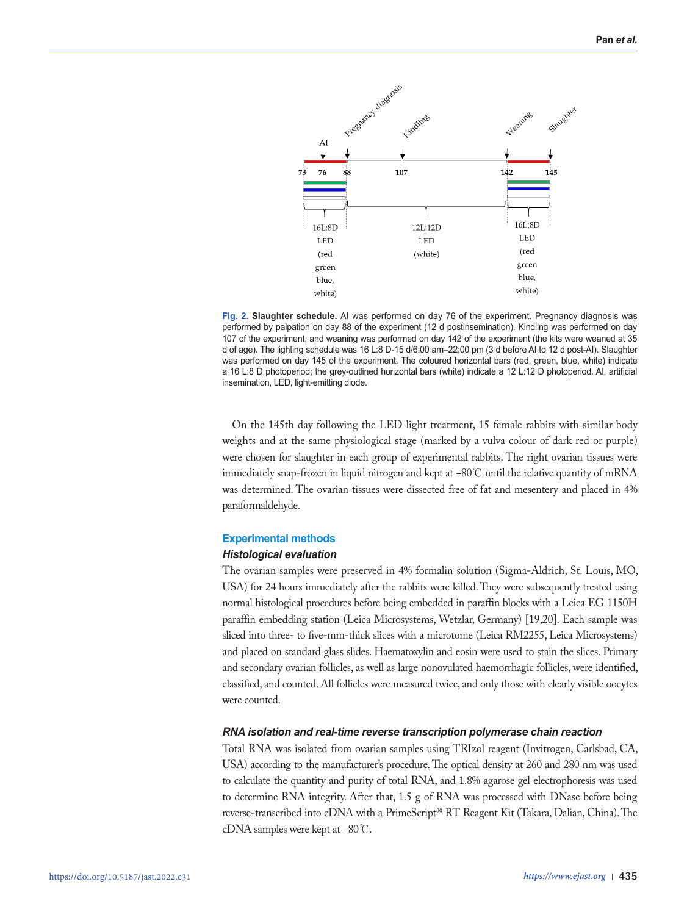**Fig. 2. Slaughter schedule.** AI was performed on day 76 of the experiment. Pregnancy diagnosis was performed by palpation on day 88 of the experiment (12 d postinsemination). Kindling was performed on day 107 of the experiment, and weaning was performed on day 142 of the experiment (the kits were weaned at 35 d of age). The lighting schedule was 16 L:8 D-15 d/6:00 am–22:00 pm (3 d before AI to 12 d post-AI). Slaughter was performed on day 145 of the experiment. The coloured horizontal bars (red, green, blue, white) indicate a 16 L:8 D photoperiod; the grey-outlined horizontal bars (white) indicate a 12 L:12 D photoperiod. AI, artificial insemination, LED, light-emitting diode.

On the 145th day following the LED light treatment, 15 female rabbits with similar body weights and at the same physiological stage (marked by a vulva colour of dark red or purple) were chosen for slaughter in each group of experimental rabbits. The right ovarian tissues were immediately snap-frozen in liquid nitrogen and kept at −80℃ until the relative quantity of mRNA was determined. The ovarian tissues were dissected free of fat and mesentery and placed in 4% paraformaldehyde.

## Experimental methods

### Histological evaluation

The ovarian samples were preserved in 4% formalin solution (Sigma-Aldrich, St. Louis, MO, USA) for 24 hours immediately after the rabbits were killed. They were subsequently treated using normal histological procedures before being embedded in paraffin blocks with a Leica EG 1150H paraffin embedding station (Leica Microsystems, Wetzlar, Germany) [19,20]. Each sample was sliced into three- to five-mm-thick slices with a microtome (Leica RM2255, Leica Microsystems) and placed on standard glass slides. Haematoxylin and eosin were used to stain the slices. Primary and secondary ovarian follicles, as well as large nonovulated haemorrhagic follicles, were identified, classified, and counted. All follicles were measured twice, and only those with clearly visible oocytes were counted.

### RNA isolation and real-time reverse transcription polymerase chain reaction

Total RNA was isolated from ovarian samples using TRIzol reagent (Invitrogen, Carlsbad, CA, USA) according to the manufacturer's procedure. The optical density at 260 and 280 nm was used to calculate the quantity and purity of total RNA, and 1.8% agarose gel electrophoresis was used to determine RNA integrity. After that, 1.5 g of RNA was processed with DNase before being reverse-transcribed into cDNA with a PrimeScript® RT Reagent Kit (Takara, Dalian, China). The cDNA samples were kept at −80℃.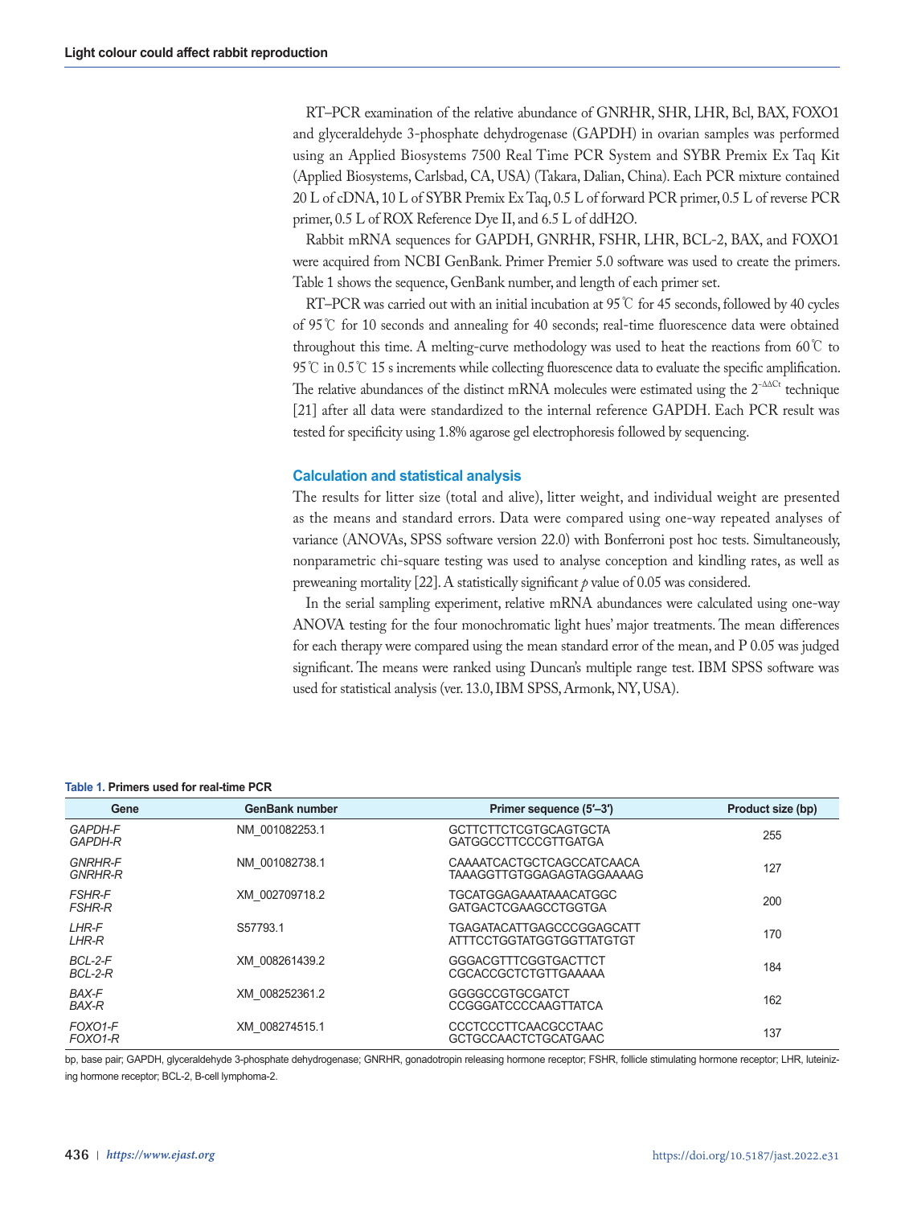RT–PCR examination of the relative abundance of GNRHR, SHR, LHR, Bcl, BAX, FOXO1 and glyceraldehyde 3-phosphate dehydrogenase (GAPDH) in ovarian samples was performed using an Applied Biosystems 7500 Real Time PCR System and SYBR Premix Ex Taq Kit (Applied Biosystems, Carlsbad, CA, USA) (Takara, Dalian, China). Each PCR mixture contained 20 L of cDNA, 10 L of SYBR Premix Ex Taq, 0.5 L of forward PCR primer, 0.5 L of reverse PCR primer, 0.5 L of ROX Reference Dye II, and 6.5 L of ddH2O.

Rabbit mRNA sequences for GAPDH, GNRHR, FSHR, LHR, BCL-2, BAX, and FOXO1 were acquired from NCBI GenBank. Primer Premier 5.0 software was used to create the primers. Table 1 shows the sequence, GenBank number, and length of each primer set.

RT–PCR was carried out with an initial incubation at 95℃ for 45 seconds, followed by 40 cycles of 95℃ for 10 seconds and annealing for 40 seconds; real-time fluorescence data were obtained throughout this time. A melting-curve methodology was used to heat the reactions from 60℃ to 95℃ in 0.5℃ 15 s increments while collecting fluorescence data to evaluate the specific amplification. The relative abundances of the distinct mRNA molecules were estimated using the $2^{-\Delta\Delta Ct}$ technique [21] after all data were standardized to the internal reference GAPDH. Each PCR result was tested for specificity using 1.8% agarose gel electrophoresis followed by sequencing.

### Calculation and statistical analysis

The results for litter size (total and alive), litter weight, and individual weight are presented as the means and standard errors. Data were compared using one-way repeated analyses of variance (ANOVAs, SPSS software version 22.0) with Bonferroni post hoc tests. Simultaneously, nonparametric chi-square testing was used to analyse conception and kindling rates, as well as preweaning mortality [22]. A statistically significant *p* value of 0.05 was considered.

In the serial sampling experiment, relative mRNA abundances were calculated using one-way ANOVA testing for the four monochromatic light hues' major treatments. The mean differences for each therapy were compared using the mean standard error of the mean, and P 0.05 was judged significant. The means were ranked using Duncan's multiple range test. IBM SPSS software was used for statistical analysis (ver. 13.0, IBM SPSS, Armonk, NY, USA).

**Table 1. Primers used for real-time PCR**

| Gene | GenBank number | Primer sequence (5′–3′) | Product size (bp) |
|---|---|---|---|
| *GAPDH-F*<br>*GAPDH-R* | NM_001082253.1 | GCTTCTTCTCGTGCAGTGCTA<br>GATGGCCTTCCCGTTGATGA | 255 |
| *GNRHR-F*<br>*GNRHR-R* | NM_001082738.1 | CAAAATCACTGCTCAGCCATCAACA<br>TAAAGGTTGTGGAGAGTAGGAAAAG | 127 |
| *FSHR-F*<br>*FSHR-R* | XM_002709718.2 | TGCATGGAGAAATAAACATGGC<br>GATGACTCGAAGCCTGGTGA | 200 |
| *LHR-F*<br>*LHR-R* | S57793.1 | TGAGATACATTGAGCCCGGAGCATT<br>ATTTCCTGGTATGGTGGTTATGTGT | 170 |
| *BCL-2-F*<br>*BCL-2-R* | XM_008261439.2 | GGGACGTTTCGGTGACTTCT<br>CGCACCGCTCTGTTGAAAAA | 184 |
| *BAX-F*<br>*BAX-R* | XM_008252361.2 | GGGGCCGTGCGATCT<br>CCGGGATCCCCAAGTTATCA | 162 |
| *FOXO1-F*<br>*FOXO1-R* | XM_008274515.1 | CCCTCCCTTCAACGCCTAAC<br>GCTGCCAACTCTGCATGAAC | 137 |

bp, base pair; GAPDH, glyceraldehyde 3-phosphate dehydrogenase; GNRHR, gonadotropin releasing hormone receptor; FSHR, follicle stimulating hormone receptor; LHR, luteinizing hormone receptor; BCL-2, B-cell lymphoma-2.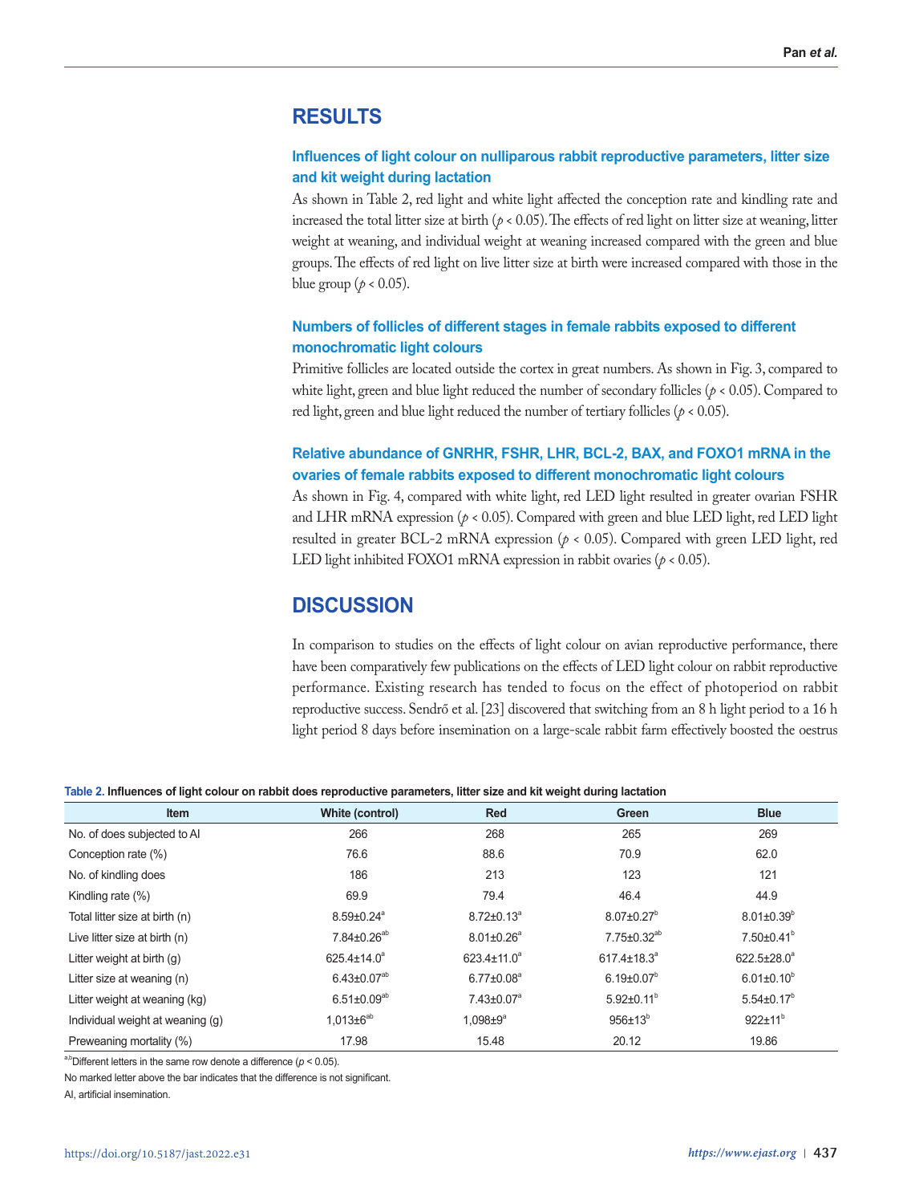## RESULTS

### Influences of light colour on nulliparous rabbit reproductive parameters, litter size and kit weight during lactation

As shown in Table 2, red light and white light affected the conception rate and kindling rate and increased the total litter size at birth ($p < 0.05$). The effects of red light on litter size at weaning, litter weight at weaning, and individual weight at weaning increased compared with the green and blue groups. The effects of red light on live litter size at birth were increased compared with those in the blue group ($p < 0.05$).

### Numbers of follicles of different stages in female rabbits exposed to different monochromatic light colours

Primitive follicles are located outside the cortex in great numbers. As shown in Fig. 3, compared to white light, green and blue light reduced the number of secondary follicles ($p < 0.05$). Compared to red light, green and blue light reduced the number of tertiary follicles ($p < 0.05$).

### Relative abundance of GNRHR, FSHR, LHR, BCL-2, BAX, and FOXO1 mRNA in the ovaries of female rabbits exposed to different monochromatic light colours

As shown in Fig. 4, compared with white light, red LED light resulted in greater ovarian FSHR and LHR mRNA expression ($p < 0.05$). Compared with green and blue LED light, red LED light resulted in greater BCL-2 mRNA expression ($p < 0.05$). Compared with green LED light, red LED light inhibited FOXO1 mRNA expression in rabbit ovaries ($p < 0.05$).

## DISCUSSION

In comparison to studies on the effects of light colour on avian reproductive performance, there have been comparatively few publications on the effects of LED light colour on rabbit reproductive performance. Existing research has tended to focus on the effect of photoperiod on rabbit reproductive success. Sendrő et al. [23] discovered that switching from an 8 h light period to a 16 h light period 8 days before insemination on a large-scale rabbit farm effectively boosted the oestrus

**Table 2. Influences of light colour on rabbit does reproductive parameters, litter size and kit weight during lactation**

| Item | White (control) | Red | Green | Blue |
|---|---|---|---|---|
| No. of does subjected to AI | 266 | 268 | 265 | 269 |
| Conception rate (%) | 76.6 | 88.6 | 70.9 | 62.0 |
| No. of kindling does | 186 | 213 | 123 | 121 |
| Kindling rate (%) | 69.9 | 79.4 | 46.4 | 44.9 |
| Total litter size at birth (n) | 8.59±0.24[a] | 8.72±0.13[a] | 8.07±0.27[b] | 8.01±0.39[b] |
| Live litter size at birth (n) | 7.84±0.26[ab] | 8.01±0.26[a] | 7.75±0.32[ab] | 7.50±0.41[b] |
| Litter weight at birth (g) | 625.4±14.0[a] | 623.4±11.0[a] | 617.4±18.3[a] | 622.5±28.0[a] |
| Litter size at weaning (n) | 6.43±0.07[ab] | 6.77±0.08[a] | 6.19±0.07[b] | 6.01±0.10[b] |
| Litter weight at weaning (kg) | 6.51±0.09[ab] | 7.43±0.07[a] | 5.92±0.11[b] | 5.54±0.17[b] |
| Individual weight at weaning (g) | 1,013±6[ab] | 1,098±9[a] | 956±13[b] | 922±11[b] |
| Preweaning mortality (%) | 17.98 | 15.48 | 20.12 | 19.86 |

[a,b]Different letters in the same row denote a difference ($p < 0.05$).

No marked letter above the bar indicates that the difference is not significant.

AI, artificial insemination.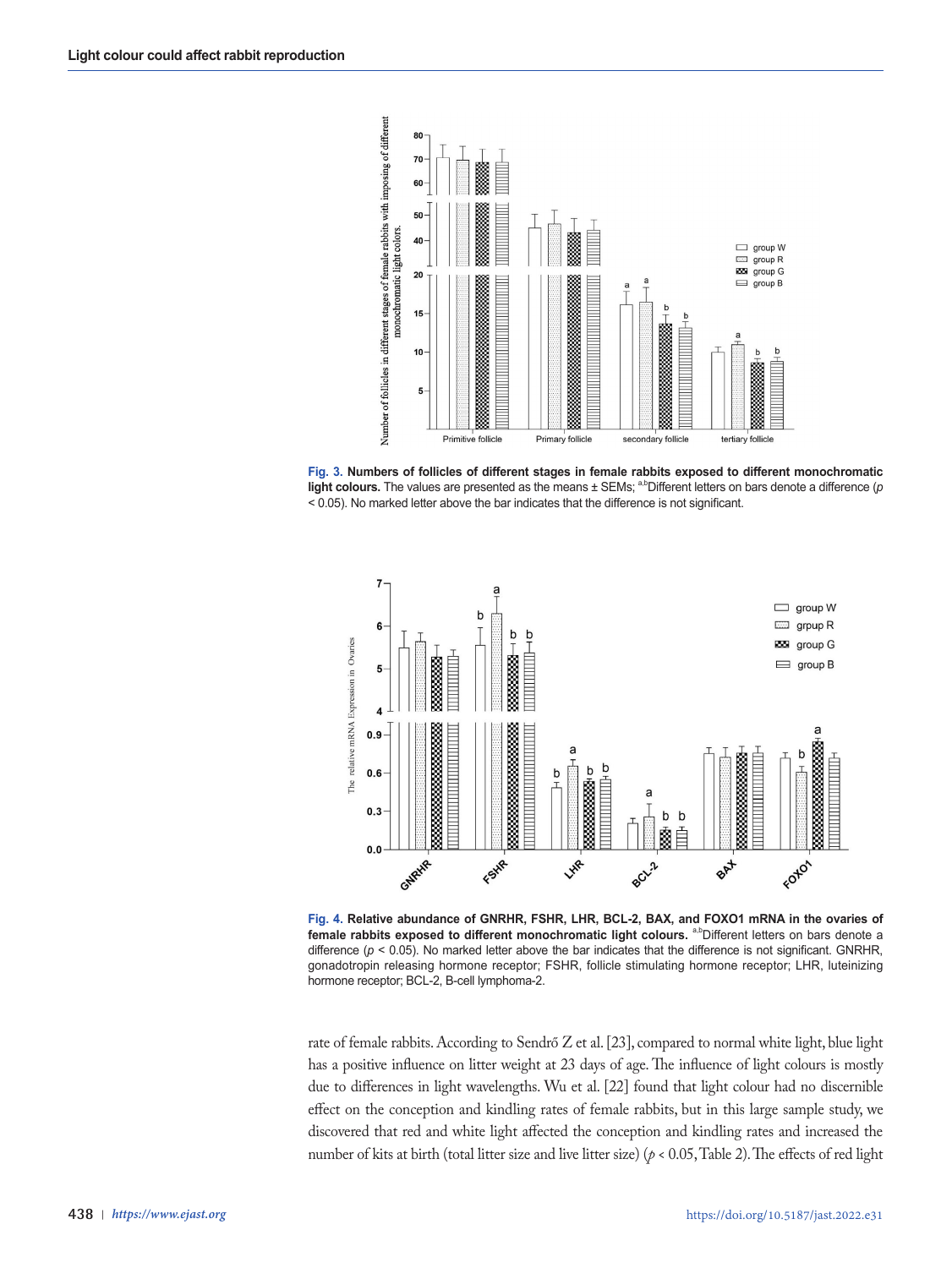**Fig. 3. Numbers of follicles of different stages in female rabbits exposed to different monochromatic light colours.** The values are presented as the means ± SEMs; [a,b]Different letters on bars denote a difference ($p$ < 0.05). No marked letter above the bar indicates that the difference is not significant.

**Fig. 4. Relative abundance of GNRHR, FSHR, LHR, BCL-2, BAX, and FOXO1 mRNA in the ovaries of female rabbits exposed to different monochromatic light colours.** [a,b]Different letters on bars denote a difference ($p$ < 0.05). No marked letter above the bar indicates that the difference is not significant. GNRHR, gonadotropin releasing hormone receptor; FSHR, follicle stimulating hormone receptor; LHR, luteinizing hormone receptor; BCL-2, B-cell lymphoma-2.

rate of female rabbits. According to Sendrő Z et al. [23], compared to normal white light, blue light has a positive influence on litter weight at 23 days of age. The influence of light colours is mostly due to differences in light wavelengths. Wu et al. [22] found that light colour had no discernible effect on the conception and kindling rates of female rabbits, but in this large sample study, we discovered that red and white light affected the conception and kindling rates and increased the number of kits at birth (total litter size and live litter size) ($p$ < 0.05, Table 2). The effects of red light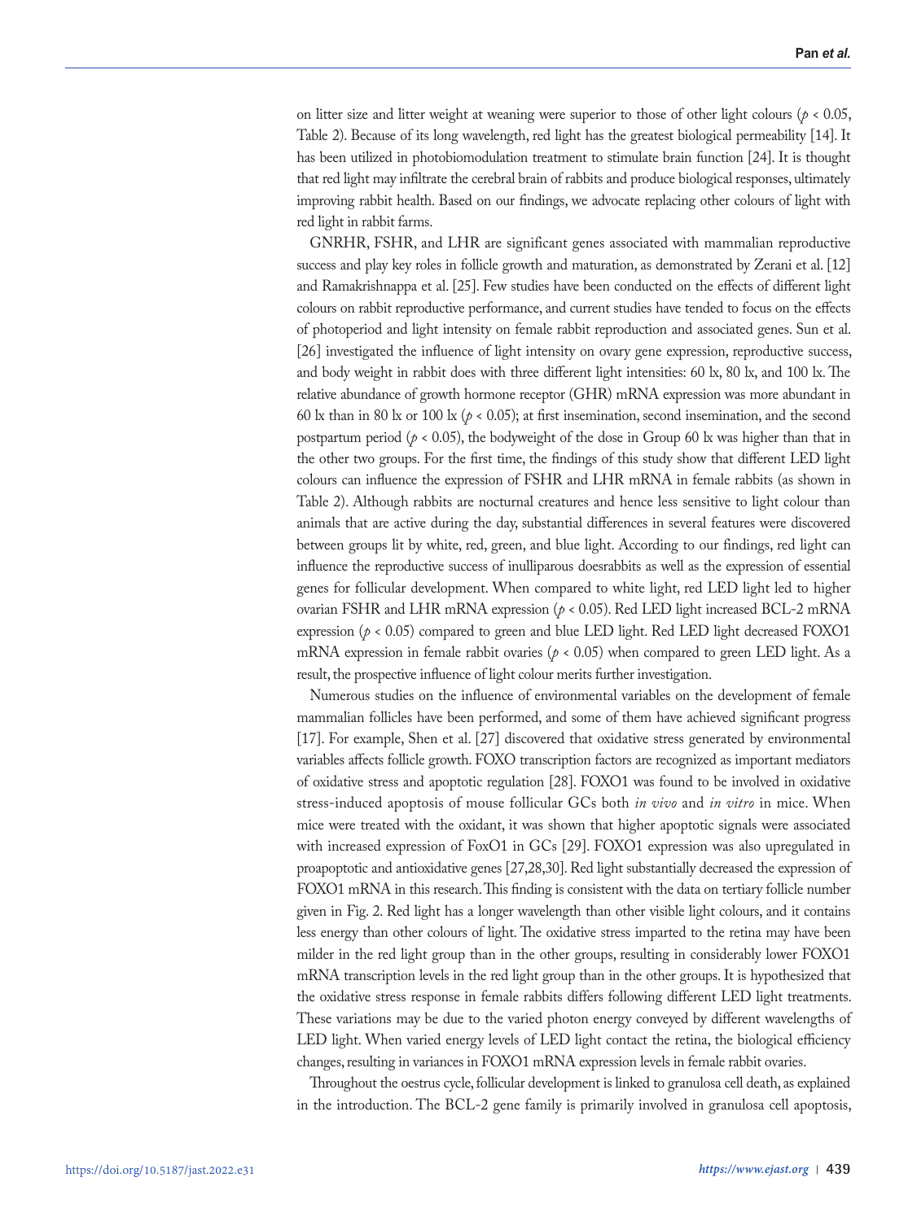on litter size and litter weight at weaning were superior to those of other light colours ($p < 0.05$, Table 2). Because of its long wavelength, red light has the greatest biological permeability [14]. It has been utilized in photobiomodulation treatment to stimulate brain function [24]. It is thought that red light may infiltrate the cerebral brain of rabbits and produce biological responses, ultimately improving rabbit health. Based on our findings, we advocate replacing other colours of light with red light in rabbit farms.

GNRHR, FSHR, and LHR are significant genes associated with mammalian reproductive success and play key roles in follicle growth and maturation, as demonstrated by Zerani et al. [12] and Ramakrishnappa et al. [25]. Few studies have been conducted on the effects of different light colours on rabbit reproductive performance, and current studies have tended to focus on the effects of photoperiod and light intensity on female rabbit reproduction and associated genes. Sun et al. [26] investigated the influence of light intensity on ovary gene expression, reproductive success, and body weight in rabbit does with three different light intensities: 60 lx, 80 lx, and 100 lx. The relative abundance of growth hormone receptor (GHR) mRNA expression was more abundant in 60 lx than in 80 lx or 100 lx ($p < 0.05$); at first insemination, second insemination, and the second postpartum period ($p < 0.05$), the bodyweight of the dose in Group 60 lx was higher than that in the other two groups. For the first time, the findings of this study show that different LED light colours can influence the expression of FSHR and LHR mRNA in female rabbits (as shown in Table 2). Although rabbits are nocturnal creatures and hence less sensitive to light colour than animals that are active during the day, substantial differences in several features were discovered between groups lit by white, red, green, and blue light. According to our findings, red light can influence the reproductive success of inulliparous doesrabbits as well as the expression of essential genes for follicular development. When compared to white light, red LED light led to higher ovarian FSHR and LHR mRNA expression ($p < 0.05$). Red LED light increased BCL-2 mRNA expression ($p < 0.05$) compared to green and blue LED light. Red LED light decreased FOXO1 mRNA expression in female rabbit ovaries ($p < 0.05$) when compared to green LED light. As a result, the prospective influence of light colour merits further investigation.

Numerous studies on the influence of environmental variables on the development of female mammalian follicles have been performed, and some of them have achieved significant progress [17]. For example, Shen et al. [27] discovered that oxidative stress generated by environmental variables affects follicle growth. FOXO transcription factors are recognized as important mediators of oxidative stress and apoptotic regulation [28]. FOXO1 was found to be involved in oxidative stress-induced apoptosis of mouse follicular GCs both *in vivo* and *in vitro* in mice. When mice were treated with the oxidant, it was shown that higher apoptotic signals were associated with increased expression of FoxO1 in GCs [29]. FOXO1 expression was also upregulated in proapoptotic and antioxidative genes [27,28,30]. Red light substantially decreased the expression of FOXO1 mRNA in this research. This finding is consistent with the data on tertiary follicle number given in Fig. 2. Red light has a longer wavelength than other visible light colours, and it contains less energy than other colours of light. The oxidative stress imparted to the retina may have been milder in the red light group than in the other groups, resulting in considerably lower FOXO1 mRNA transcription levels in the red light group than in the other groups. It is hypothesized that the oxidative stress response in female rabbits differs following different LED light treatments. These variations may be due to the varied photon energy conveyed by different wavelengths of LED light. When varied energy levels of LED light contact the retina, the biological efficiency changes, resulting in variances in FOXO1 mRNA expression levels in female rabbit ovaries.

Throughout the oestrus cycle, follicular development is linked to granulosa cell death, as explained in the introduction. The BCL-2 gene family is primarily involved in granulosa cell apoptosis,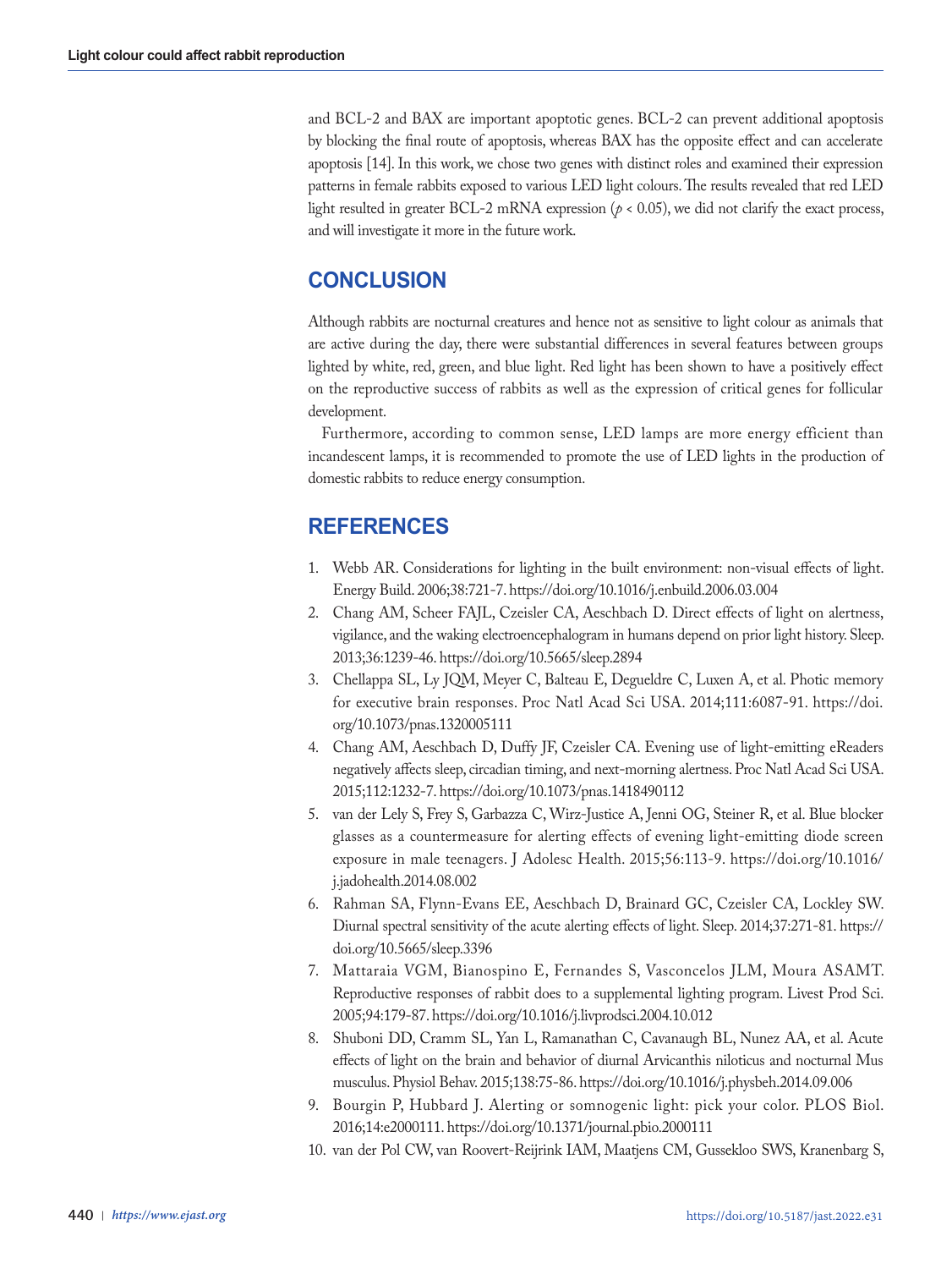and BCL-2 and BAX are important apoptotic genes. BCL-2 can prevent additional apoptosis by blocking the final route of apoptosis, whereas BAX has the opposite effect and can accelerate apoptosis [14]. In this work, we chose two genes with distinct roles and examined their expression patterns in female rabbits exposed to various LED light colours. The results revealed that red LED light resulted in greater BCL-2 mRNA expression ($p < 0.05$), we did not clarify the exact process, and will investigate it more in the future work.

## CONCLUSION

Although rabbits are nocturnal creatures and hence not as sensitive to light colour as animals that are active during the day, there were substantial differences in several features between groups lighted by white, red, green, and blue light. Red light has been shown to have a positively effect on the reproductive success of rabbits as well as the expression of critical genes for follicular development.

Furthermore, according to common sense, LED lamps are more energy efficient than incandescent lamps, it is recommended to promote the use of LED lights in the production of domestic rabbits to reduce energy consumption.

## REFERENCES

1. Webb AR. Considerations for lighting in the built environment: non-visual effects of light. Energy Build. 2006;38:721-7. https://doi.org/10.1016/j.enbuild.2006.03.004
2. Chang AM, Scheer FAJL, Czeisler CA, Aeschbach D. Direct effects of light on alertness, vigilance, and the waking electroencephalogram in humans depend on prior light history. Sleep. 2013;36:1239-46. https://doi.org/10.5665/sleep.2894
3. Chellappa SL, Ly JQM, Meyer C, Balteau E, Degueldre C, Luxen A, et al. Photic memory for executive brain responses. Proc Natl Acad Sci USA. 2014;111:6087-91. https://doi.org/10.1073/pnas.1320005111
4. Chang AM, Aeschbach D, Duffy JF, Czeisler CA. Evening use of light-emitting eReaders negatively affects sleep, circadian timing, and next-morning alertness. Proc Natl Acad Sci USA. 2015;112:1232-7. https://doi.org/10.1073/pnas.1418490112
5. van der Lely S, Frey S, Garbazza C, Wirz-Justice A, Jenni OG, Steiner R, et al. Blue blocker glasses as a countermeasure for alerting effects of evening light-emitting diode screen exposure in male teenagers. J Adolesc Health. 2015;56:113-9. https://doi.org/10.1016/j.jadohealth.2014.08.002
6. Rahman SA, Flynn-Evans EE, Aeschbach D, Brainard GC, Czeisler CA, Lockley SW. Diurnal spectral sensitivity of the acute alerting effects of light. Sleep. 2014;37:271-81. https://doi.org/10.5665/sleep.3396
7. Mattaraia VGM, Bianospino E, Fernandes S, Vasconcelos JLM, Moura ASAMT. Reproductive responses of rabbit does to a supplemental lighting program. Livest Prod Sci. 2005;94:179-87. https://doi.org/10.1016/j.livprodsci.2004.10.012
8. Shuboni DD, Cramm SL, Yan L, Ramanathan C, Cavanaugh BL, Nunez AA, et al. Acute effects of light on the brain and behavior of diurnal Arvicanthis niloticus and nocturnal Mus musculus. Physiol Behav. 2015;138:75-86. https://doi.org/10.1016/j.physbeh.2014.09.006
9. Bourgin P, Hubbard J. Alerting or somnogenic light: pick your color. PLOS Biol. 2016;14:e2000111. https://doi.org/10.1371/journal.pbio.2000111
10. van der Pol CW, van Roovert-Reijrink IAM, Maatjens CM, Gussekloo SWS, Kranenbarg S,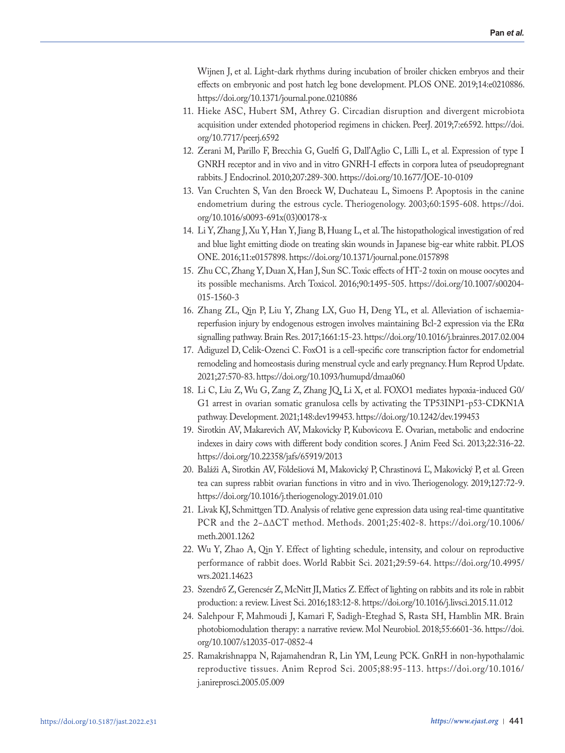Wijnen J, et al. Light-dark rhythms during incubation of broiler chicken embryos and their effects on embryonic and post hatch leg bone development. PLOS ONE. 2019;14:e0210886. https://doi.org/10.1371/journal.pone.0210886

11. Hieke ASC, Hubert SM, Athrey G. Circadian disruption and divergent microbiota acquisition under extended photoperiod regimens in chicken. PeerJ. 2019;7:e6592. https://doi.org/10.7717/peerj.6592
12. Zerani M, Parillo F, Brecchia G, Guelfi G, Dall'Aglio C, Lilli L, et al. Expression of type I GNRH receptor and in vivo and in vitro GNRH-I effects in corpora lutea of pseudopregnant rabbits. J Endocrinol. 2010;207:289-300. https://doi.org/10.1677/JOE-10-0109
13. Van Cruchten S, Van den Broeck W, Duchateau L, Simoens P. Apoptosis in the canine endometrium during the estrous cycle. Theriogenology. 2003;60:1595-608. https://doi.org/10.1016/s0093-691x(03)00178-x
14. Li Y, Zhang J, Xu Y, Han Y, Jiang B, Huang L, et al. The histopathological investigation of red and blue light emitting diode on treating skin wounds in Japanese big-ear white rabbit. PLOS ONE. 2016;11:e0157898. https://doi.org/10.1371/journal.pone.0157898
15. Zhu CC, Zhang Y, Duan X, Han J, Sun SC. Toxic effects of HT-2 toxin on mouse oocytes and its possible mechanisms. Arch Toxicol. 2016;90:1495-505. https://doi.org/10.1007/s00204-015-1560-3
16. Zhang ZL, Qin P, Liu Y, Zhang LX, Guo H, Deng YL, et al. Alleviation of ischaemia-reperfusion injury by endogenous estrogen involves maintaining Bcl-2 expression via the ERα signalling pathway. Brain Res. 2017;1661:15-23. https://doi.org/10.1016/j.brainres.2017.02.004
17. Adiguzel D, Celik-Ozenci C. FoxO1 is a cell-specific core transcription factor for endometrial remodeling and homeostasis during menstrual cycle and early pregnancy. Hum Reprod Update. 2021;27:570-83. https://doi.org/10.1093/humupd/dmaa060
18. Li C, Liu Z, Wu G, Zang Z, Zhang JQ, Li X, et al. FOXO1 mediates hypoxia-induced G0/G1 arrest in ovarian somatic granulosa cells by activating the TP53INP1-p53-CDKN1A pathway. Development. 2021;148:dev199453. https://doi.org/10.1242/dev.199453
19. Sirotkin AV, Makarevich AV, Makovicky P, Kubovicova E. Ovarian, metabolic and endocrine indexes in dairy cows with different body condition scores. J Anim Feed Sci. 2013;22:316-22. https://doi.org/10.22358/jafs/65919/2013
20. Baláži A, Sirotkin AV, Földešiová M, Makovický P, Chrastinová Ľ, Makovický P, et al. Green tea can supress rabbit ovarian functions in vitro and in vivo. Theriogenology. 2019;127:72-9. https://doi.org/10.1016/j.theriogenology.2019.01.010
21. Livak KJ, Schmittgen TD. Analysis of relative gene expression data using real-time quantitative PCR and the 2−ΔΔCT method. Methods. 2001;25:402-8. https://doi.org/10.1006/meth.2001.1262
22. Wu Y, Zhao A, Qin Y. Effect of lighting schedule, intensity, and colour on reproductive performance of rabbit does. World Rabbit Sci. 2021;29:59-64. https://doi.org/10.4995/wrs.2021.14623
23. Szendrő Z, Gerencsér Z, McNitt JI, Matics Z. Effect of lighting on rabbits and its role in rabbit production: a review. Livest Sci. 2016;183:12-8. https://doi.org/10.1016/j.livsci.2015.11.012
24. Salehpour F, Mahmoudi J, Kamari F, Sadigh-Eteghad S, Rasta SH, Hamblin MR. Brain photobiomodulation therapy: a narrative review. Mol Neurobiol. 2018;55:6601-36. https://doi.org/10.1007/s12035-017-0852-4
25. Ramakrishnappa N, Rajamahendran R, Lin YM, Leung PCK. GnRH in non-hypothalamic reproductive tissues. Anim Reprod Sci. 2005;88:95-113. https://doi.org/10.1016/j.anireprosci.2005.05.009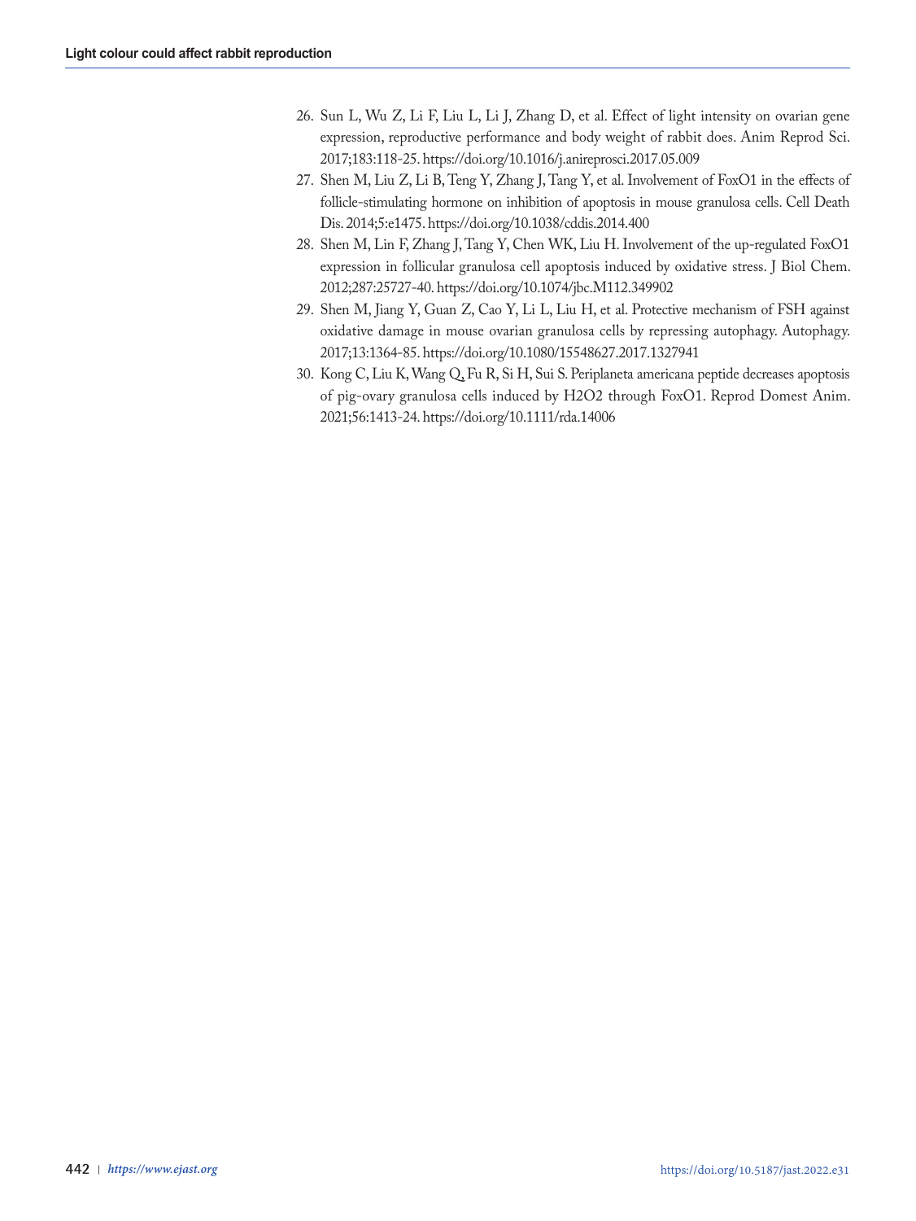26. Sun L, Wu Z, Li F, Liu L, Li J, Zhang D, et al. Effect of light intensity on ovarian gene expression, reproductive performance and body weight of rabbit does. Anim Reprod Sci. 2017;183:118-25. https://doi.org/10.1016/j.anireprosci.2017.05.009
27. Shen M, Liu Z, Li B, Teng Y, Zhang J, Tang Y, et al. Involvement of FoxO1 in the effects of follicle-stimulating hormone on inhibition of apoptosis in mouse granulosa cells. Cell Death Dis. 2014;5:e1475. https://doi.org/10.1038/cddis.2014.400
28. Shen M, Lin F, Zhang J, Tang Y, Chen WK, Liu H. Involvement of the up-regulated FoxO1 expression in follicular granulosa cell apoptosis induced by oxidative stress. J Biol Chem. 2012;287:25727-40. https://doi.org/10.1074/jbc.M112.349902
29. Shen M, Jiang Y, Guan Z, Cao Y, Li L, Liu H, et al. Protective mechanism of FSH against oxidative damage in mouse ovarian granulosa cells by repressing autophagy. Autophagy. 2017;13:1364-85. https://doi.org/10.1080/15548627.2017.1327941
30. Kong C, Liu K, Wang Q, Fu R, Si H, Sui S. Periplaneta americana peptide decreases apoptosis of pig-ovary granulosa cells induced by H2O2 through FoxO1. Reprod Domest Anim. 2021;56:1413-24. https://doi.org/10.1111/rda.14006